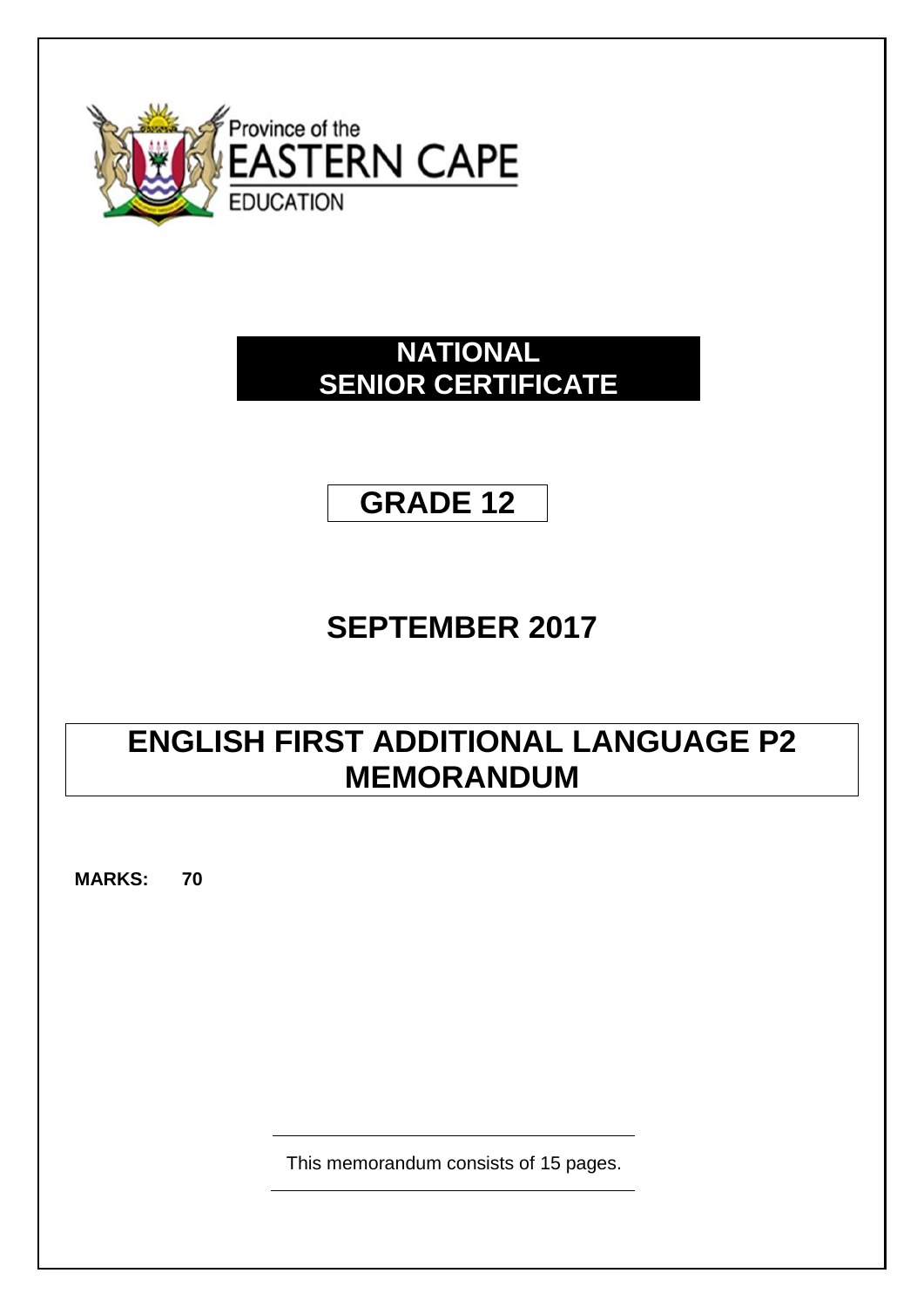Province of the
EASTERN CAPE
EDUCATION

# NATIONAL SENIOR CERTIFICATE

# GRADE 12

## SEPTEMBER 2017

# ENGLISH FIRST ADDITIONAL LANGUAGE P2 MEMORANDUM

**MARKS: 70**

This memorandum consists of 15 pages.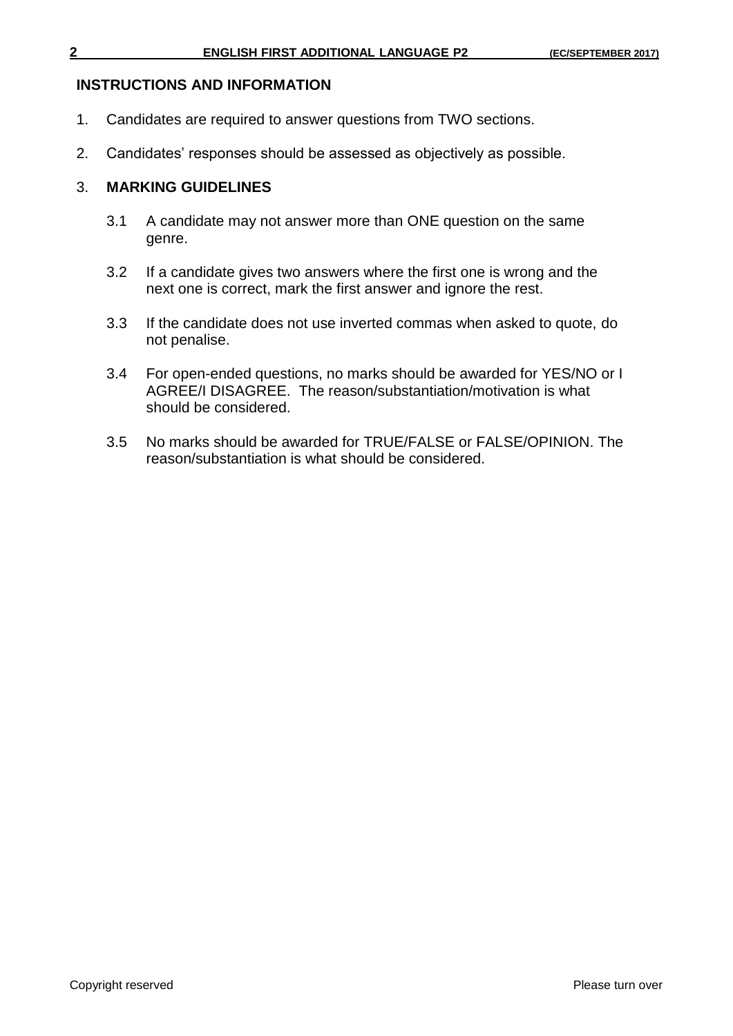## INSTRUCTIONS AND INFORMATION

1. Candidates are required to answer questions from TWO sections.

2. Candidates' responses should be assessed as objectively as possible.

3. **MARKING GUIDELINES**

   3.1 A candidate may not answer more than ONE question on the same genre.

   3.2 If a candidate gives two answers where the first one is wrong and the next one is correct, mark the first answer and ignore the rest.

   3.3 If the candidate does not use inverted commas when asked to quote, do not penalise.

   3.4 For open-ended questions, no marks should be awarded for YES/NO or I AGREE/I DISAGREE. The reason/substantiation/motivation is what should be considered.

   3.5 No marks should be awarded for TRUE/FALSE or FALSE/OPINION. The reason/substantiation is what should be considered.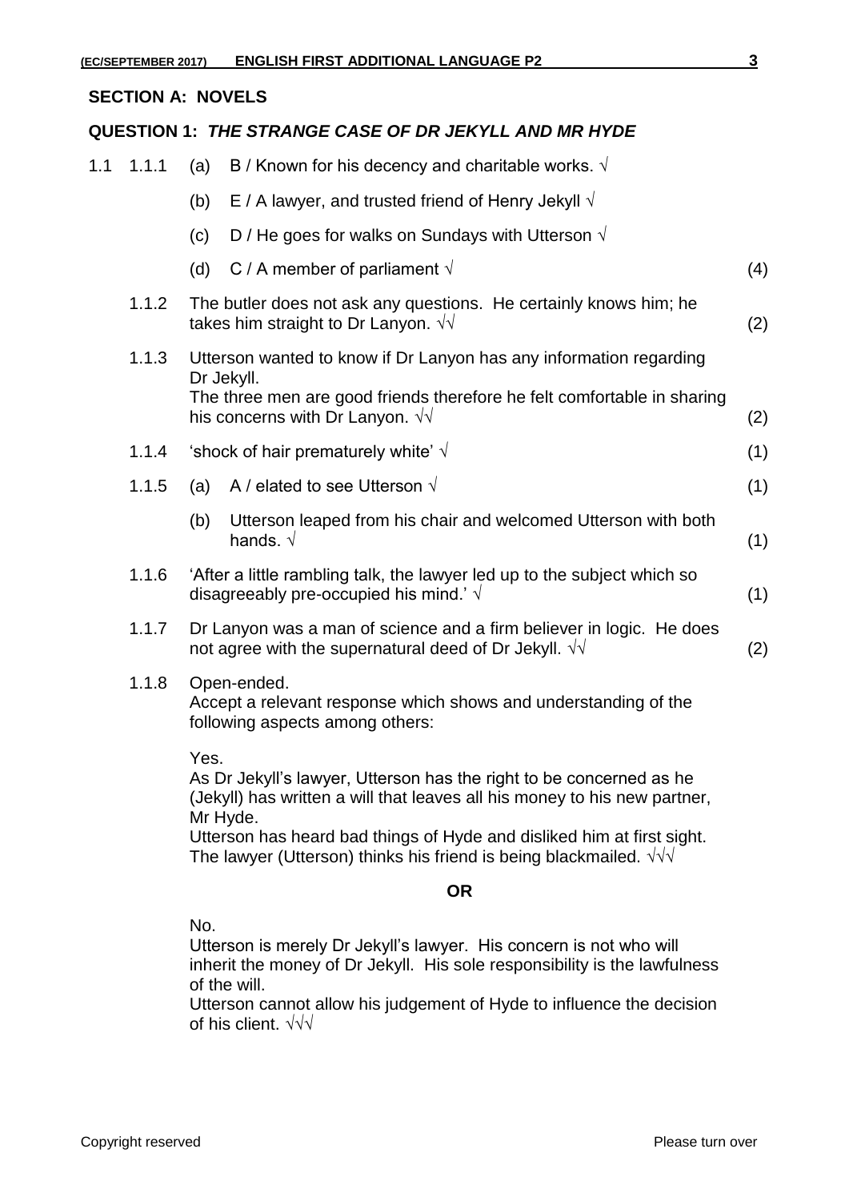## SECTION A: NOVELS

### QUESTION 1: *THE STRANGE CASE OF DR JEKYLL AND MR HYDE*

1.1 1.1.1 (a) B / Known for his decency and charitable works. √

(b) E / A lawyer, and trusted friend of Henry Jekyll √

(c) D / He goes for walks on Sundays with Utterson √

(d) C / A member of parliament √ (4)

1.1.2 The butler does not ask any questions. He certainly knows him; he takes him straight to Dr Lanyon. √√ (2)

1.1.3 Utterson wanted to know if Dr Lanyon has any information regarding Dr Jekyll.
The three men are good friends therefore he felt comfortable in sharing his concerns with Dr Lanyon. √√ (2)

1.1.4 'shock of hair prematurely white' √ (1)

1.1.5 (a) A / elated to see Utterson √ (1)

(b) Utterson leaped from his chair and welcomed Utterson with both hands. √ (1)

1.1.6 'After a little rambling talk, the lawyer led up to the subject which so disagreeably pre-occupied his mind.' √ (1)

1.1.7 Dr Lanyon was a man of science and a firm believer in logic. He does not agree with the supernatural deed of Dr Jekyll. √√ (2)

1.1.8 Open-ended.
Accept a relevant response which shows and understanding of the following aspects among others:

Yes.
As Dr Jekyll's lawyer, Utterson has the right to be concerned as he (Jekyll) has written a will that leaves all his money to his new partner, Mr Hyde.
Utterson has heard bad things of Hyde and disliked him at first sight.
The lawyer (Utterson) thinks his friend is being blackmailed. √√√

**OR**

No.
Utterson is merely Dr Jekyll's lawyer. His concern is not who will inherit the money of Dr Jekyll. His sole responsibility is the lawfulness of the will.
Utterson cannot allow his judgement of Hyde to influence the decision of his client. √√√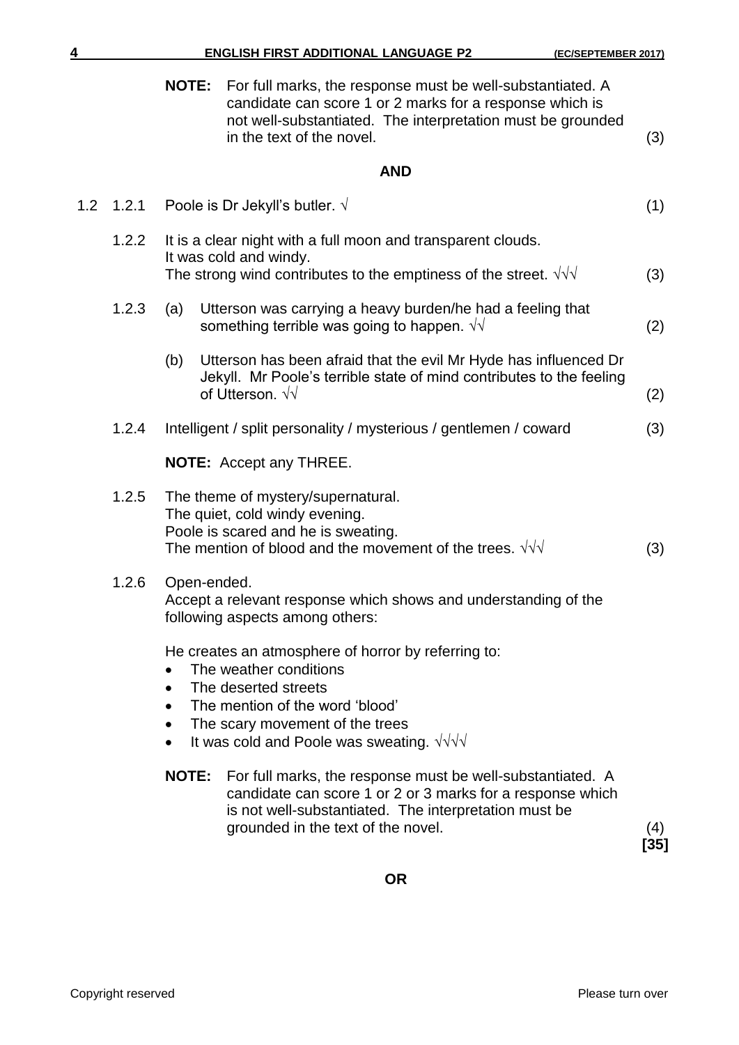**NOTE:** For full marks, the response must be well-substantiated. A candidate can score 1 or 2 marks for a response which is not well-substantiated. The interpretation must be grounded in the text of the novel. (3)

**AND**

1.2 1.2.1 Poole is Dr Jekyll's butler. √ (1)

1.2.2 It is a clear night with a full moon and transparent clouds.
It was cold and windy.
The strong wind contributes to the emptiness of the street. √√√ (3)

1.2.3 (a) Utterson was carrying a heavy burden/he had a feeling that something terrible was going to happen. √√ (2)

(b) Utterson has been afraid that the evil Mr Hyde has influenced Dr Jekyll. Mr Poole's terrible state of mind contributes to the feeling of Utterson. √√ (2)

1.2.4 Intelligent / split personality / mysterious / gentlemen / coward (3)

**NOTE:** Accept any THREE.

1.2.5 The theme of mystery/supernatural.
The quiet, cold windy evening.
Poole is scared and he is sweating.
The mention of blood and the movement of the trees. √√√ (3)

1.2.6 Open-ended.
Accept a relevant response which shows and understanding of the following aspects among others:

He creates an atmosphere of horror by referring to:

- The weather conditions
- The deserted streets
- The mention of the word 'blood'
- The scary movement of the trees
- It was cold and Poole was sweating. √√√√

**NOTE:** For full marks, the response must be well-substantiated. A candidate can score 1 or 2 or 3 marks for a response which is not well-substantiated. The interpretation must be grounded in the text of the novel. (4)
**[35]**

**OR**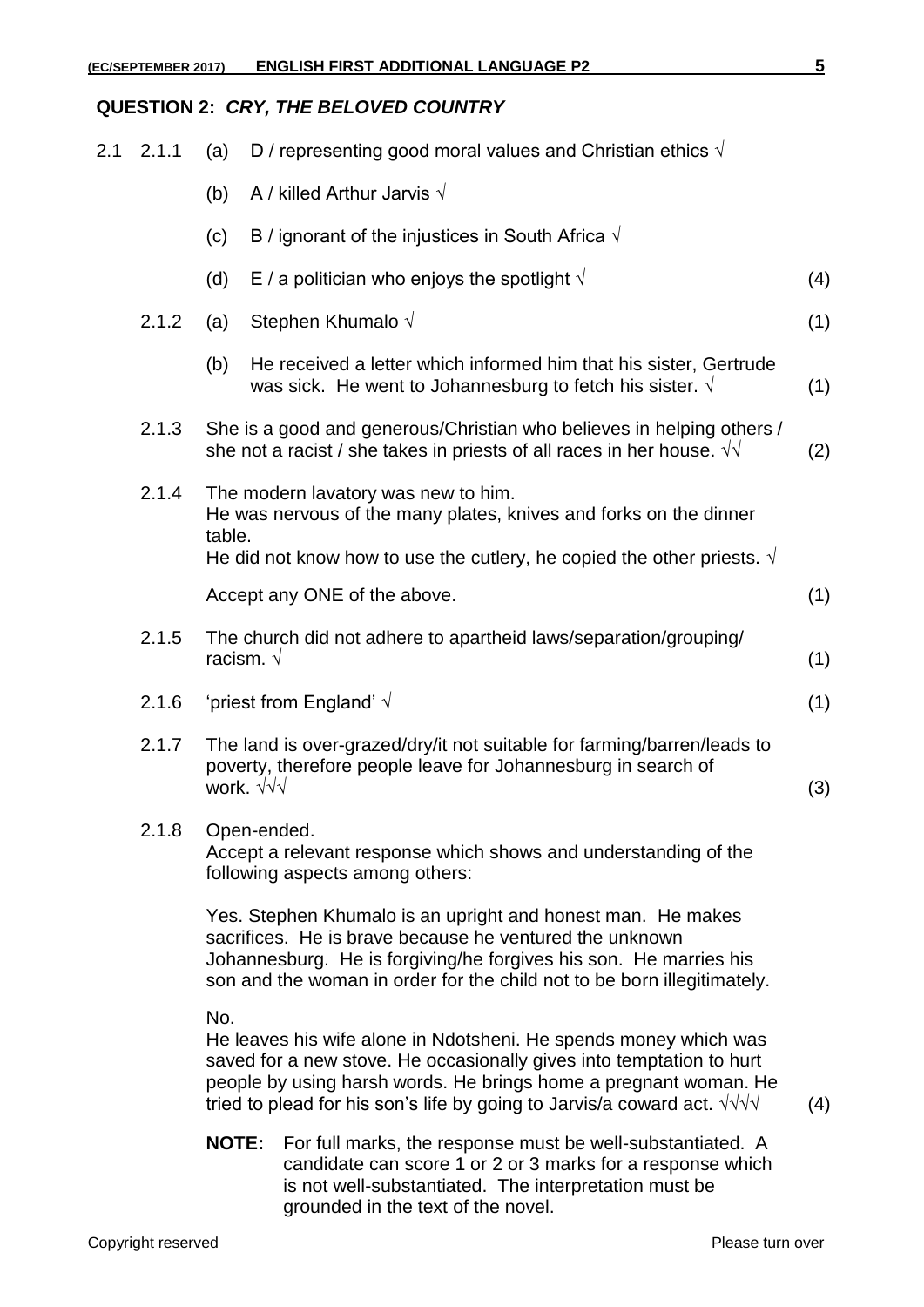## QUESTION 2: *CRY, THE BELOVED COUNTRY*

2.1 2.1.1 (a) D / representing good moral values and Christian ethics √

(b) A / killed Arthur Jarvis √

(c) B / ignorant of the injustices in South Africa √

(d) E / a politician who enjoys the spotlight √ (4)

2.1.2 (a) Stephen Khumalo √ (1)

(b) He received a letter which informed him that his sister, Gertrude was sick. He went to Johannesburg to fetch his sister. √ (1)

2.1.3 She is a good and generous/Christian who believes in helping others / she not a racist / she takes in priests of all races in her house. √√ (2)

2.1.4 The modern lavatory was new to him.
He was nervous of the many plates, knives and forks on the dinner table.
He did not know how to use the cutlery, he copied the other priests. √

Accept any ONE of the above. (1)

2.1.5 The church did not adhere to apartheid laws/separation/grouping/ racism. √ (1)

2.1.6 'priest from England' √ (1)

2.1.7 The land is over-grazed/dry/it not suitable for farming/barren/leads to poverty, therefore people leave for Johannesburg in search of work. √√√ (3)

2.1.8 Open-ended.
Accept a relevant response which shows and understanding of the following aspects among others:

Yes. Stephen Khumalo is an upright and honest man. He makes sacrifices. He is brave because he ventured the unknown Johannesburg. He is forgiving/he forgives his son. He marries his son and the woman in order for the child not to be born illegitimately.

No.
He leaves his wife alone in Ndotsheni. He spends money which was saved for a new stove. He occasionally gives into temptation to hurt people by using harsh words. He brings home a pregnant woman. He tried to plead for his son's life by going to Jarvis/a coward act. √√√√ (4)

**NOTE:** For full marks, the response must be well-substantiated. A candidate can score 1 or 2 or 3 marks for a response which is not well-substantiated. The interpretation must be grounded in the text of the novel.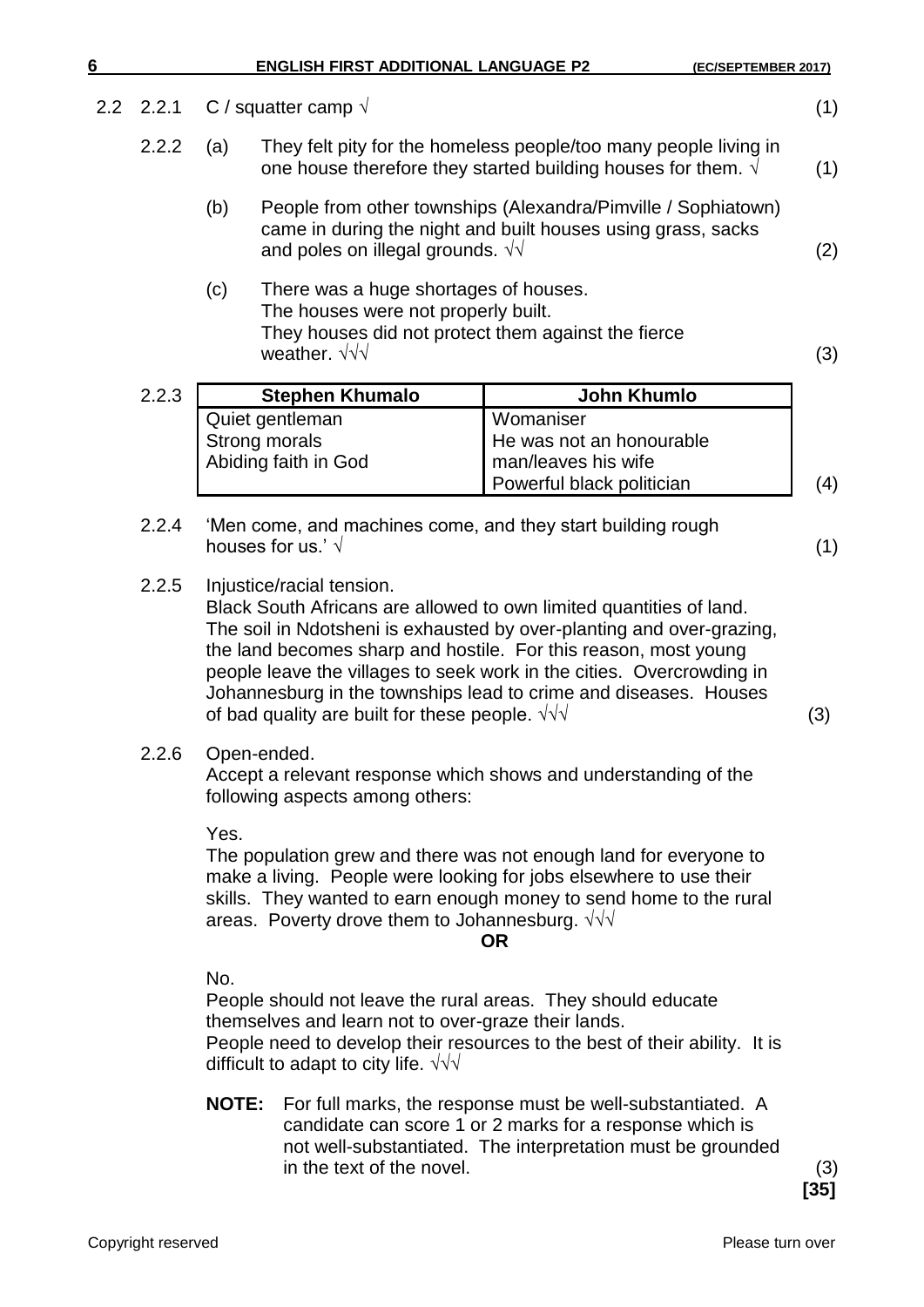2.2 2.2.1 C / squatter camp √ (1)

2.2.2 (a) They felt pity for the homeless people/too many people living in one house therefore they started building houses for them. √ (1)

(b) People from other townships (Alexandra/Pimville / Sophiatown) came in during the night and built houses using grass, sacks and poles on illegal grounds. √√ (2)

(c) There was a huge shortages of houses.
The houses were not properly built.
They houses did not protect them against the fierce weather. √√√ (3)

2.2.3

| Stephen Khumalo | John Khumlo |
|---|---|
| Quiet gentleman<br>Strong morals<br>Abiding faith in God | Womaniser<br>He was not an honourable man/leaves his wife<br>Powerful black politician |

(4)

2.2.4 'Men come, and machines come, and they start building rough houses for us.' √ (1)

2.2.5 Injustice/racial tension.
Black South Africans are allowed to own limited quantities of land. The soil in Ndotsheni is exhausted by over-planting and over-grazing, the land becomes sharp and hostile. For this reason, most young people leave the villages to seek work in the cities. Overcrowding in Johannesburg in the townships lead to crime and diseases. Houses of bad quality are built for these people. √√√ (3)

2.2.6 Open-ended.
Accept a relevant response which shows and understanding of the following aspects among others:

Yes.
The population grew and there was not enough land for everyone to make a living. People were looking for jobs elsewhere to use their skills. They wanted to earn enough money to send home to the rural areas. Poverty drove them to Johannesburg. √√√

**OR**

No.
People should not leave the rural areas. They should educate themselves and learn not to over-graze their lands.
People need to develop their resources to the best of their ability. It is difficult to adapt to city life. √√√

**NOTE:** For full marks, the response must be well-substantiated. A candidate can score 1 or 2 marks for a response which is not well-substantiated. The interpretation must be grounded in the text of the novel. (3)

**[35]**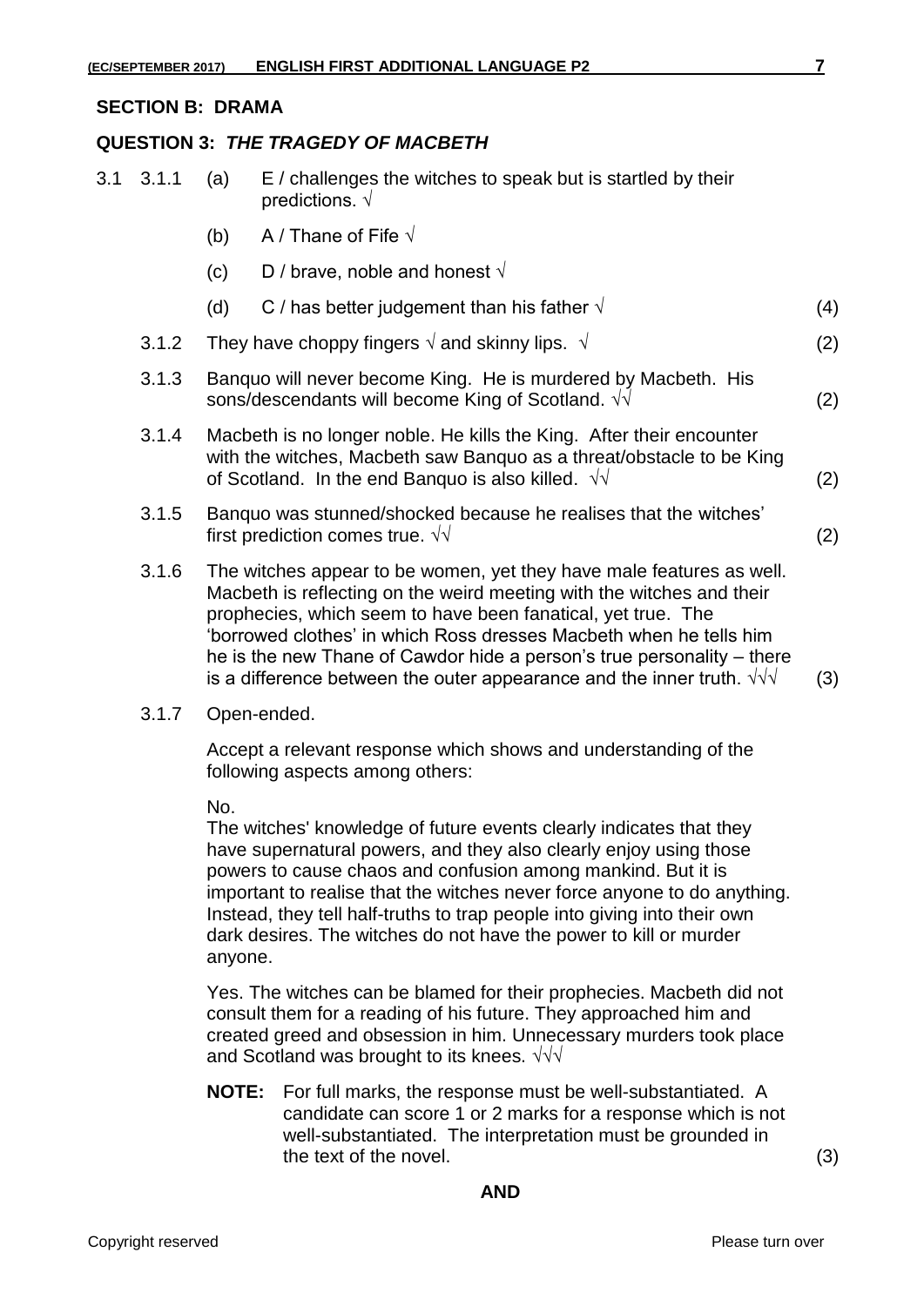**SECTION B: DRAMA**

**QUESTION 3: *THE TRAGEDY OF MACBETH***

3.1 3.1.1 (a) E / challenges the witches to speak but is startled by their predictions. √

(b) A / Thane of Fife √

(c) D / brave, noble and honest √

(d) C / has better judgement than his father √ (4)

3.1.2 They have choppy fingers √ and skinny lips. √ (2)

3.1.3 Banquo will never become King. He is murdered by Macbeth. His sons/descendants will become King of Scotland. √√ (2)

3.1.4 Macbeth is no longer noble. He kills the King. After their encounter with the witches, Macbeth saw Banquo as a threat/obstacle to be King of Scotland. In the end Banquo is also killed. √√ (2)

3.1.5 Banquo was stunned/shocked because he realises that the witches' first prediction comes true. √√ (2)

3.1.6 The witches appear to be women, yet they have male features as well. Macbeth is reflecting on the weird meeting with the witches and their prophecies, which seem to have been fanatical, yet true. The 'borrowed clothes' in which Ross dresses Macbeth when he tells him he is the new Thane of Cawdor hide a person's true personality – there is a difference between the outer appearance and the inner truth. √√√ (3)

3.1.7 Open-ended.

Accept a relevant response which shows and understanding of the following aspects among others:

No.
The witches' knowledge of future events clearly indicates that they have supernatural powers, and they also clearly enjoy using those powers to cause chaos and confusion among mankind. But it is important to realise that the witches never force anyone to do anything. Instead, they tell half-truths to trap people into giving into their own dark desires. The witches do not have the power to kill or murder anyone.

Yes. The witches can be blamed for their prophecies. Macbeth did not consult them for a reading of his future. They approached him and created greed and obsession in him. Unnecessary murders took place and Scotland was brought to its knees. √√√

**NOTE:** For full marks, the response must be well-substantiated. A candidate can score 1 or 2 marks for a response which is not well-substantiated. The interpretation must be grounded in the text of the novel. (3)

**AND**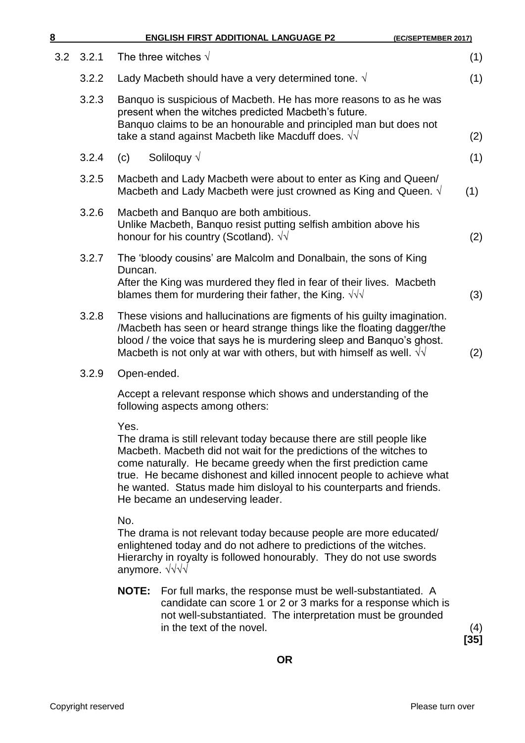3.2

3.2.1 The three witches √ (1)

3.2.2 Lady Macbeth should have a very determined tone. √ (1)

3.2.3 Banquo is suspicious of Macbeth. He has more reasons to as he was present when the witches predicted Macbeth's future.
Banquo claims to be an honourable and principled man but does not take a stand against Macbeth like Macduff does. √√ (2)

3.2.4 (c) Soliloquy √ (1)

3.2.5 Macbeth and Lady Macbeth were about to enter as King and Queen/ Macbeth and Lady Macbeth were just crowned as King and Queen. √ (1)

3.2.6 Macbeth and Banquo are both ambitious.
Unlike Macbeth, Banquo resist putting selfish ambition above his honour for his country (Scotland). √√ (2)

3.2.7 The 'bloody cousins' are Malcolm and Donalbain, the sons of King Duncan.
After the King was murdered they fled in fear of their lives. Macbeth blames them for murdering their father, the King. √√√ (3)

3.2.8 These visions and hallucinations are figments of his guilty imagination. /Macbeth has seen or heard strange things like the floating dagger/the blood / the voice that says he is murdering sleep and Banquo's ghost. Macbeth is not only at war with others, but with himself as well. √√ (2)

3.2.9 Open-ended.

Accept a relevant response which shows and understanding of the following aspects among others:

Yes.
The drama is still relevant today because there are still people like Macbeth. Macbeth did not wait for the predictions of the witches to come naturally. He became greedy when the first prediction came true. He became dishonest and killed innocent people to achieve what he wanted. Status made him disloyal to his counterparts and friends. He became an undeserving leader.

No.
The drama is not relevant today because people are more educated/ enlightened today and do not adhere to predictions of the witches. Hierarchy in royalty is followed honourably. They do not use swords anymore. √√√√

**NOTE:** For full marks, the response must be well-substantiated. A candidate can score 1 or 2 or 3 marks for a response which is not well-substantiated. The interpretation must be grounded in the text of the novel. (4)

**[35]**

**OR**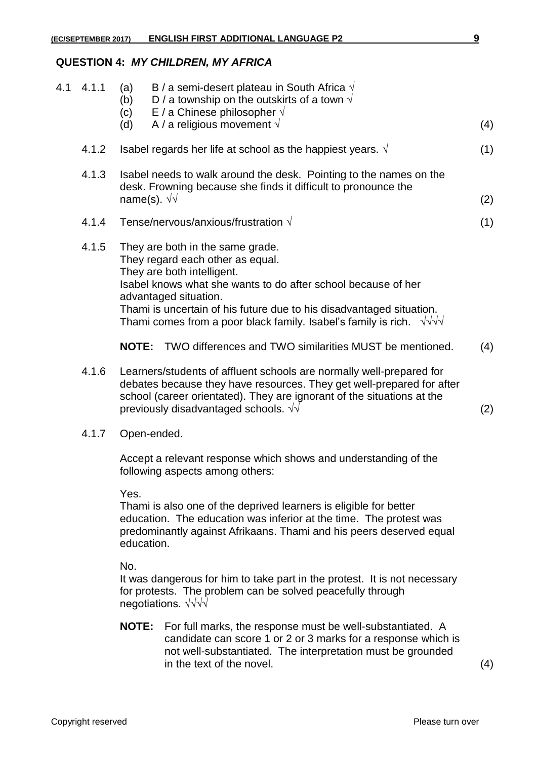## QUESTION 4: *MY CHILDREN, MY AFRICA*

4.1 4.1.1 (a) B / a semi-desert plateau in South Africa √
(b) D / a township on the outskirts of a town √
(c) E / a Chinese philosopher √
(d) A / a religious movement √ (4)

4.1.2 Isabel regards her life at school as the happiest years. √ (1)

4.1.3 Isabel needs to walk around the desk. Pointing to the names on the desk. Frowning because she finds it difficult to pronounce the name(s). √√ (2)

4.1.4 Tense/nervous/anxious/frustration √ (1)

4.1.5 They are both in the same grade.
They regard each other as equal.
They are both intelligent.
Isabel knows what she wants to do after school because of her advantaged situation.
Thami is uncertain of his future due to his disadvantaged situation.
Thami comes from a poor black family. Isabel's family is rich. √√√√

**NOTE:** TWO differences and TWO similarities MUST be mentioned. (4)

4.1.6 Learners/students of affluent schools are normally well-prepared for debates because they have resources. They get well-prepared for after school (career orientated). They are ignorant of the situations at the previously disadvantaged schools. √√ (2)

4.1.7 Open-ended.

Accept a relevant response which shows and understanding of the following aspects among others:

Yes.
Thami is also one of the deprived learners is eligible for better education. The education was inferior at the time. The protest was predominantly against Afrikaans. Thami and his peers deserved equal education.

No.
It was dangerous for him to take part in the protest. It is not necessary for protests. The problem can be solved peacefully through negotiations. √√√√

**NOTE:** For full marks, the response must be well-substantiated. A candidate can score 1 or 2 or 3 marks for a response which is not well-substantiated. The interpretation must be grounded in the text of the novel. (4)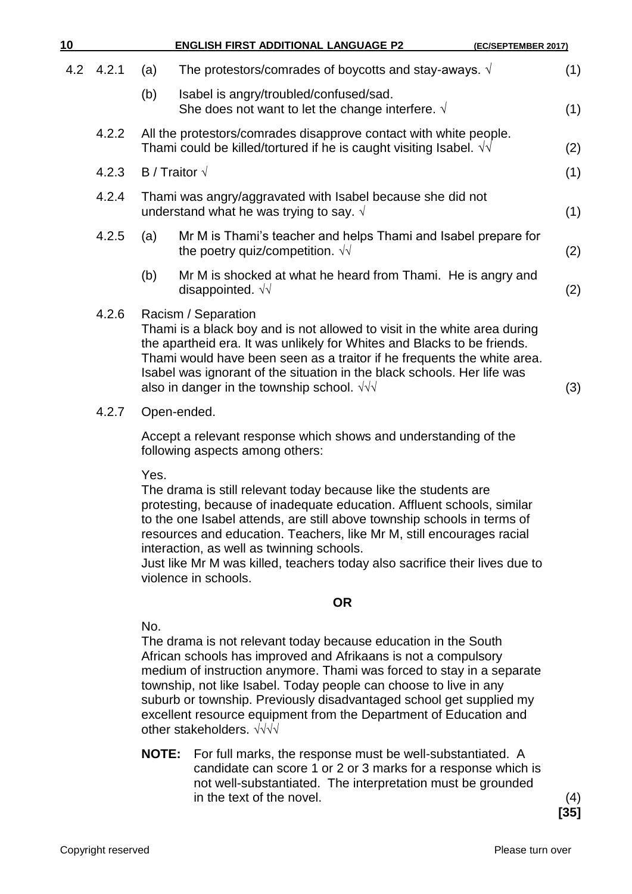4.2 4.2.1 (a) The protestors/comrades of boycotts and stay-aways. √ (1)

(b) Isabel is angry/troubled/confused/sad.
She does not want to let the change interfere. √ (1)

4.2.2 All the protestors/comrades disapprove contact with white people.
Thami could be killed/tortured if he is caught visiting Isabel. √√ (2)

4.2.3 B / Traitor √ (1)

4.2.4 Thami was angry/aggravated with Isabel because she did not understand what he was trying to say. √ (1)

4.2.5 (a) Mr M is Thami's teacher and helps Thami and Isabel prepare for the poetry quiz/competition. √√ (2)

(b) Mr M is shocked at what he heard from Thami. He is angry and disappointed. √√ (2)

4.2.6 Racism / Separation
Thami is a black boy and is not allowed to visit in the white area during the apartheid era. It was unlikely for Whites and Blacks to be friends. Thami would have been seen as a traitor if he frequents the white area. Isabel was ignorant of the situation in the black schools. Her life was also in danger in the township school. √√√ (3)

4.2.7 Open-ended.

Accept a relevant response which shows and understanding of the following aspects among others:

Yes.
The drama is still relevant today because like the students are protesting, because of inadequate education. Affluent schools, similar to the one Isabel attends, are still above township schools in terms of resources and education. Teachers, like Mr M, still encourages racial interaction, as well as twinning schools.
Just like Mr M was killed, teachers today also sacrifice their lives due to violence in schools.

**OR**

No.
The drama is not relevant today because education in the South African schools has improved and Afrikaans is not a compulsory medium of instruction anymore. Thami was forced to stay in a separate township, not like Isabel. Today people can choose to live in any suburb or township. Previously disadvantaged school get supplied my excellent resource equipment from the Department of Education and other stakeholders. √√√√

**NOTE:** For full marks, the response must be well-substantiated. A candidate can score 1 or 2 or 3 marks for a response which is not well-substantiated. The interpretation must be grounded in the text of the novel. (4)

**[35]**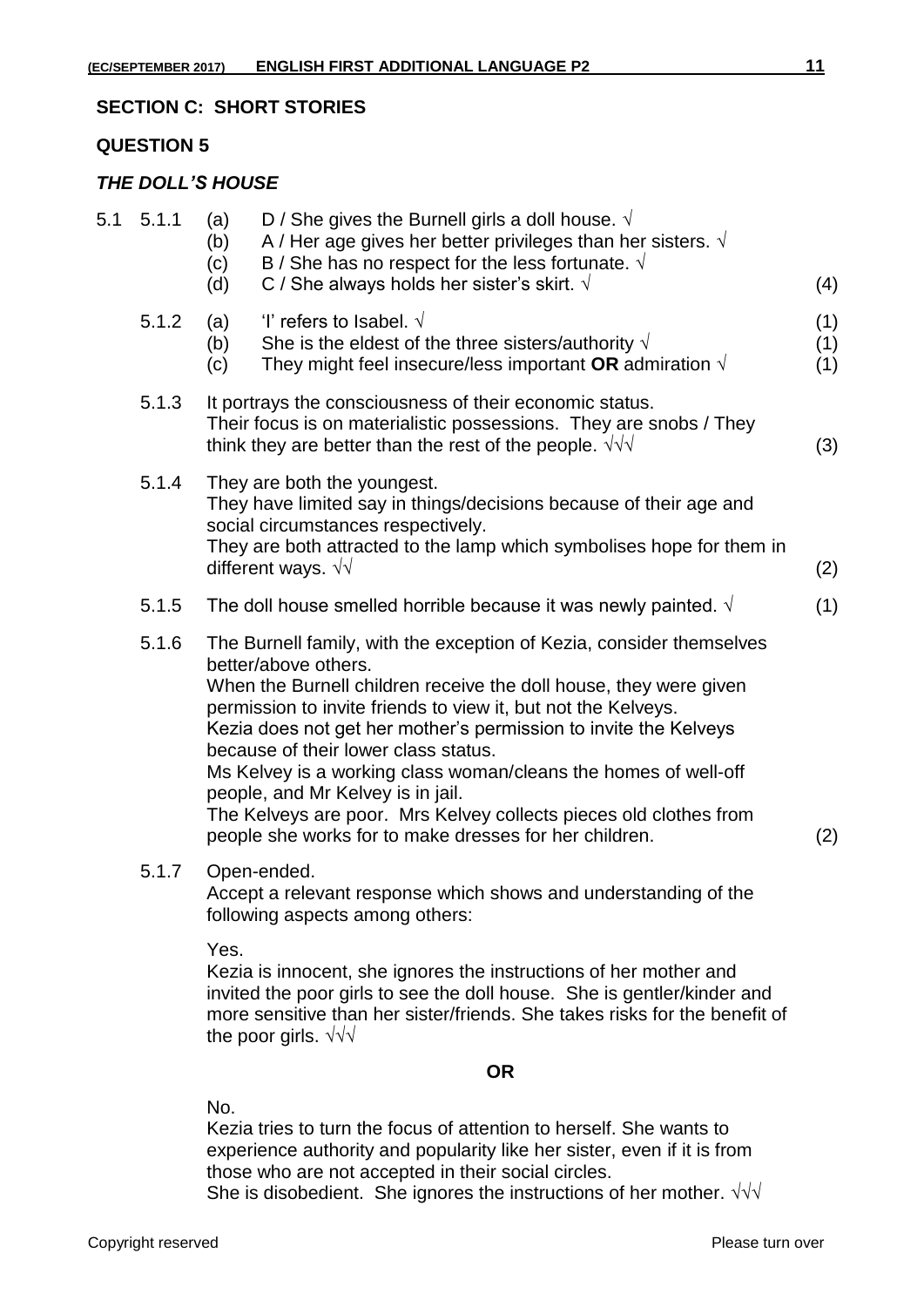**SECTION C: SHORT STORIES**

**QUESTION 5**

***THE DOLL'S HOUSE***

5.1 5.1.1 (a) D / She gives the Burnell girls a doll house. √
(b) A / Her age gives her better privileges than her sisters. √
(c) B / She has no respect for the less fortunate. √
(d) C / She always holds her sister's skirt. √ (4)

5.1.2 (a) 'I' refers to Isabel. √ (1)
(b) She is the eldest of the three sisters/authority √ (1)
(c) They might feel insecure/less important **OR** admiration √ (1)

5.1.3 It portrays the consciousness of their economic status. Their focus is on materialistic possessions. They are snobs / They think they are better than the rest of the people. √√√ (3)

5.1.4 They are both the youngest. They have limited say in things/decisions because of their age and social circumstances respectively. They are both attracted to the lamp which symbolises hope for them in different ways. √√ (2)

5.1.5 The doll house smelled horrible because it was newly painted. √ (1)

5.1.6 The Burnell family, with the exception of Kezia, consider themselves better/above others.
When the Burnell children receive the doll house, they were given permission to invite friends to view it, but not the Kelveys.
Kezia does not get her mother's permission to invite the Kelveys because of their lower class status.
Ms Kelvey is a working class woman/cleans the homes of well-off people, and Mr Kelvey is in jail.
The Kelveys are poor. Mrs Kelvey collects pieces old clothes from people she works for to make dresses for her children. (2)

5.1.7 Open-ended.
Accept a relevant response which shows and understanding of the following aspects among others:

Yes.
Kezia is innocent, she ignores the instructions of her mother and invited the poor girls to see the doll house. She is gentler/kinder and more sensitive than her sister/friends. She takes risks for the benefit of the poor girls. √√√

**OR**

No.
Kezia tries to turn the focus of attention to herself. She wants to experience authority and popularity like her sister, even if it is from those who are not accepted in their social circles.
She is disobedient. She ignores the instructions of her mother. √√√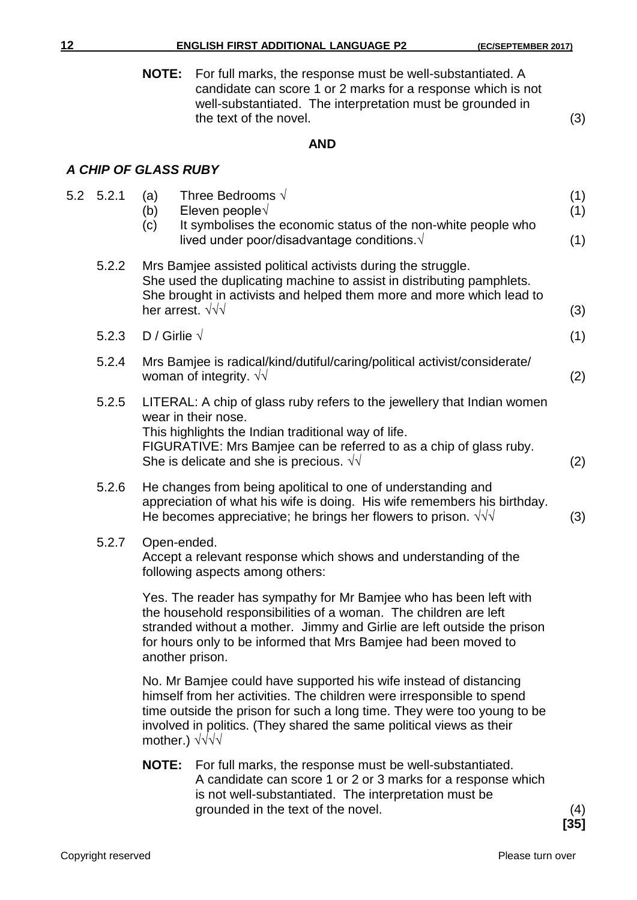**NOTE:** For full marks, the response must be well-substantiated. A candidate can score 1 or 2 marks for a response which is not well-substantiated. The interpretation must be grounded in the text of the novel. (3)

**AND**

### *A CHIP OF GLASS RUBY*

5.2 5.2.1 (a) Three Bedrooms √ (1)

(b) Eleven people√ (1)

(c) It symbolises the economic status of the non-white people who lived under poor/disadvantage conditions.√ (1)

5.2.2 Mrs Bamjee assisted political activists during the struggle. She used the duplicating machine to assist in distributing pamphlets. She brought in activists and helped them more and more which lead to her arrest. √√√ (3)

5.2.3 D / Girlie √ (1)

5.2.4 Mrs Bamjee is radical/kind/dutiful/caring/political activist/considerate/ woman of integrity. √√ (2)

5.2.5 LITERAL: A chip of glass ruby refers to the jewellery that Indian women wear in their nose.
This highlights the Indian traditional way of life.
FIGURATIVE: Mrs Bamjee can be referred to as a chip of glass ruby. She is delicate and she is precious. √√ (2)

5.2.6 He changes from being apolitical to one of understanding and appreciation of what his wife is doing. His wife remembers his birthday. He becomes appreciative; he brings her flowers to prison. √√√ (3)

5.2.7 Open-ended.
Accept a relevant response which shows and understanding of the following aspects among others:

Yes. The reader has sympathy for Mr Bamjee who has been left with the household responsibilities of a woman. The children are left stranded without a mother. Jimmy and Girlie are left outside the prison for hours only to be informed that Mrs Bamjee had been moved to another prison.

No. Mr Bamjee could have supported his wife instead of distancing himself from her activities. The children were irresponsible to spend time outside the prison for such a long time. They were too young to be involved in politics. (They shared the same political views as their mother.) √√√√

**NOTE:** For full marks, the response must be well-substantiated. A candidate can score 1 or 2 or 3 marks for a response which is not well-substantiated. The interpretation must be grounded in the text of the novel. (4)

**[35]**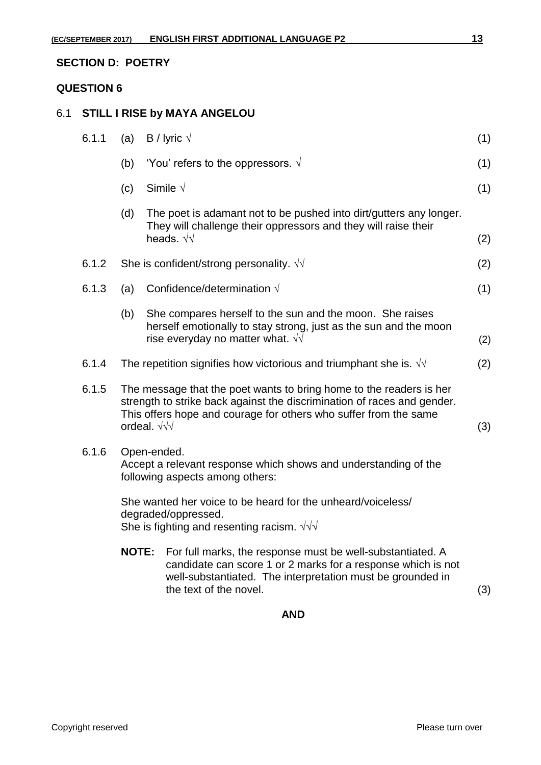## SECTION D: POETRY

### QUESTION 6

### 6.1 STILL I RISE by MAYA ANGELOU

6.1.1 (a) B / lyric √ (1)

(b) 'You' refers to the oppressors. √ (1)

(c) Simile √ (1)

(d) The poet is adamant not to be pushed into dirt/gutters any longer. They will challenge their oppressors and they will raise their heads. √√ (2)

6.1.2 She is confident/strong personality. √√ (2)

6.1.3 (a) Confidence/determination √ (1)

(b) She compares herself to the sun and the moon. She raises herself emotionally to stay strong, just as the sun and the moon rise everyday no matter what. √√ (2)

6.1.4 The repetition signifies how victorious and triumphant she is. √√ (2)

6.1.5 The message that the poet wants to bring home to the readers is her strength to strike back against the discrimination of races and gender. This offers hope and courage for others who suffer from the same ordeal. √√√ (3)

6.1.6 Open-ended.
Accept a relevant response which shows and understanding of the following aspects among others:

She wanted her voice to be heard for the unheard/voiceless/ degraded/oppressed.
She is fighting and resenting racism. √√√

**NOTE:** For full marks, the response must be well-substantiated. A candidate can score 1 or 2 marks for a response which is not well-substantiated. The interpretation must be grounded in the text of the novel. (3)

**AND**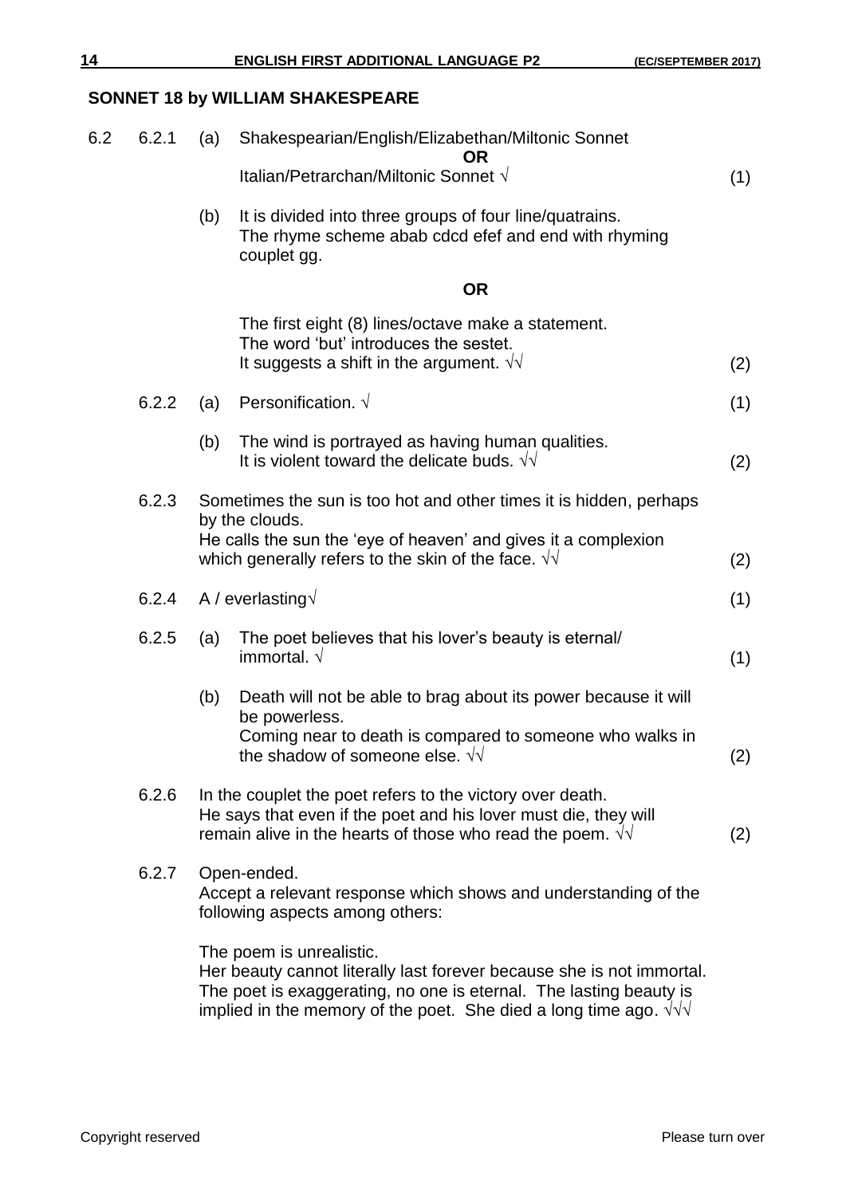## SONNET 18 by WILLIAM SHAKESPEARE

6.2

6.2.1 (a) Shakespearian/English/Elizabethan/Miltonic Sonnet

**OR**

Italian/Petrarchan/Miltonic Sonnet √ (1)

(b) It is divided into three groups of four line/quatrains. The rhyme scheme abab cdcd efef and end with rhyming couplet gg.

**OR**

The first eight (8) lines/octave make a statement. The word 'but' introduces the sestet. It suggests a shift in the argument. √√ (2)

6.2.2 (a) Personification. √ (1)

(b) The wind is portrayed as having human qualities. It is violent toward the delicate buds. √√ (2)

6.2.3 Sometimes the sun is too hot and other times it is hidden, perhaps by the clouds. He calls the sun the 'eye of heaven' and gives it a complexion which generally refers to the skin of the face. √√ (2)

6.2.4 A / everlasting√ (1)

6.2.5 (a) The poet believes that his lover's beauty is eternal/ immortal. √ (1)

(b) Death will not be able to brag about its power because it will be powerless. Coming near to death is compared to someone who walks in the shadow of someone else. √√ (2)

6.2.6 In the couplet the poet refers to the victory over death. He says that even if the poet and his lover must die, they will remain alive in the hearts of those who read the poem. √√ (2)

6.2.7 Open-ended. Accept a relevant response which shows and understanding of the following aspects among others:

The poem is unrealistic. Her beauty cannot literally last forever because she is not immortal. The poet is exaggerating, no one is eternal. The lasting beauty is implied in the memory of the poet. She died a long time ago. √√√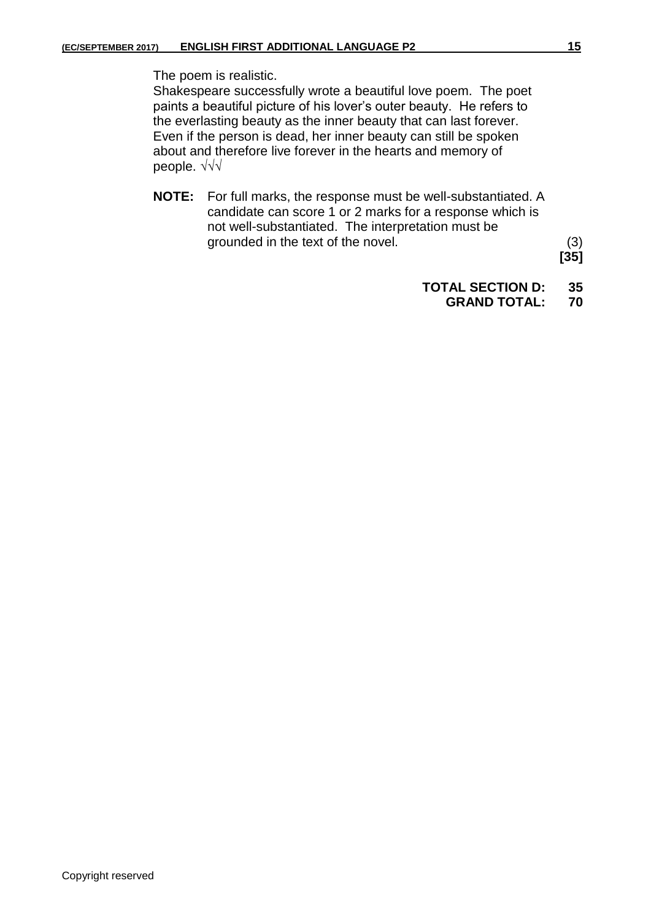The poem is realistic.
Shakespeare successfully wrote a beautiful love poem. The poet paints a beautiful picture of his lover's outer beauty. He refers to the everlasting beauty as the inner beauty that can last forever. Even if the person is dead, her inner beauty can still be spoken about and therefore live forever in the hearts and memory of people. √√√

**NOTE:** For full marks, the response must be well-substantiated. A candidate can score 1 or 2 marks for a response which is not well-substantiated. The interpretation must be grounded in the text of the novel. (3)

**[35]**

**TOTAL SECTION D: 35**

**GRAND TOTAL: 70**

Copyright reserved